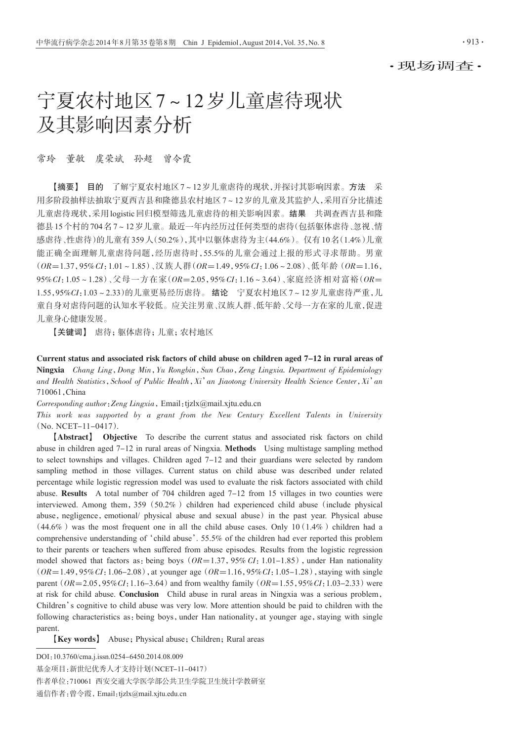·现场调查·

# 宁夏农村地区7～12岁儿童虐待现状及其影响因素分析

常玲　董敏　虞荣斌　孙超　曾令霞

【摘要】 **目的**　了解宁夏农村地区7～12岁儿童虐待的现状,并探讨其影响因素。**方法**　采用多阶段抽样法抽取宁夏西吉县和隆德县农村地区7～12岁的儿童及其监护人,采用百分比描述儿童虐待现状,采用logistic回归模型筛选儿童虐待的相关影响因素。**结果**　共调查西吉县和隆德县15个村的704名7～12岁儿童。最近一年内经历过任何类型的虐待(包括躯体虐待、忽视、情感虐待、性虐待)的儿童有359人(50.2%),其中以躯体虐待为主(44.6%)。仅有10名(1.4%)儿童能正确全面理解儿童虐待问题,经历虐待时,55.5%的儿童会通过上报的形式寻求帮助。男童($OR$=1.37,95%$CI$:1.01～1.85)、汉族人群($OR$=1.49,95%$CI$:1.06～2.08)、低年龄($OR$=1.16,95%$CI$:1.05～1.28)、父母一方在家($OR$=2.05,95%$CI$:1.16～3.64)、家庭经济相对富裕($OR$=1.55,95%$CI$:1.03～2.33)的儿童更易经历虐待。**结论**　宁夏农村地区7～12岁儿童虐待严重,儿童自身对虐待问题的认知水平较低。应关注男童、汉族人群、低年龄、父母一方在家的儿童,促进儿童身心健康发展。

【关键词】 虐待;躯体虐待;儿童;农村地区

**Current status and associated risk factors of child abuse on children aged 7-12 in rural areas of Ningxia**　*Chang Ling, Dong Min, Yu Rongbin, Sun Chao, Zeng Lingxia. Department of Epidemiology and Health Statistics, School of Public Health, Xi'an Jiaotong University Health Science Center, Xi'an* 710061, China

*Corresponding author*: *Zeng Lingxia*, Email: tjzlx@mail.xjtu.edu.cn

*This work was supported by a grant from the New Century Excellent Talents in University* (No. NCET-11-0417).

【**Abstract**】 **Objective**　To describe the current status and associated risk factors on child abuse in children aged 7-12 in rural areas of Ningxia. **Methods**　Using multistage sampling method to select townships and villages. Children aged 7-12 and their guardians were selected by random sampling method in those villages. Current status on child abuse was described under related percentage while logistic regression model was used to evaluate the risk factors associated with child abuse. **Results**　A total number of 704 children aged 7-12 from 15 villages in two counties were interviewed. Among them, 359 (50.2%) children had experienced child abuse (include physical abuse, negligence, emotional/ physical abuse and sexual abuse) in the past year. Physical abuse (44.6%) was the most frequent one in all the child abuse cases. Only 10 (1.4%) children had a comprehensive understanding of 'child abuse'. 55.5% of the children had ever reported this problem to their parents or teachers when suffered from abuse episodes. Results from the logistic regression model showed that factors as: being boys ($OR$=1.37, 95% $CI$: 1.01-1.85), under Han nationality ($OR$=1.49, 95%$CI$: 1.06-2.08), at younger age ($OR$=1.16, 95%$CI$: 1.05-1.28), staying with single parent ($OR$=2.05, 95%$CI$: 1.16-3.64) and from wealthy family ($OR$=1.55, 95%$CI$: 1.03-2.33) were at risk for child abuse. **Conclusion**　Child abuse in rural areas in Ningxia was a serious problem, Children's cognitive to child abuse was very low. More attention should be paid to children with the following characteristics as: being boys, under Han nationality, at younger age, staying with single parent.

【**Key words**】 Abuse; Physical abuse; Children; Rural areas

DOI: 10.3760/cma.j.issn.0254-6450.2014.08.009

基金项目:新世纪优秀人才支持计划(NCET-11-0417)

作者单位:710061 西安交通大学医学部公共卫生学院卫生统计学教研室

通信作者:曾令霞, Email: tjzlx@mail.xjtu.edu.cn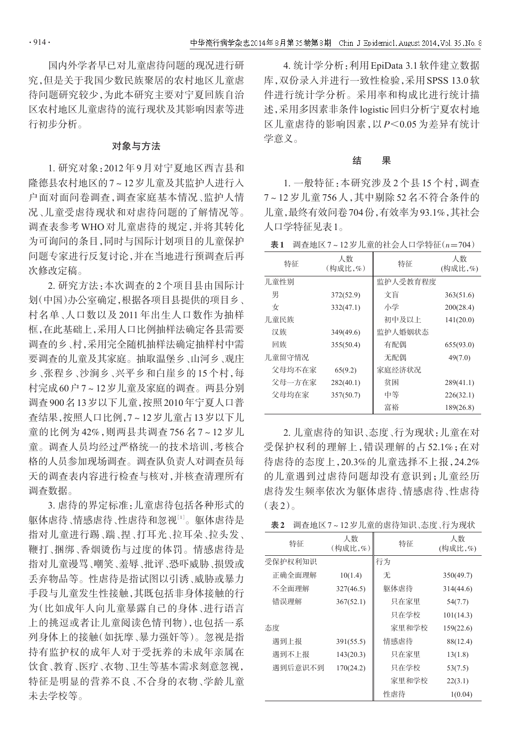国内外学者早已对儿童虐待问题的现况进行研究，但是关于我国少数民族聚居的农村地区儿童虐待问题研究较少，为此本研究主要对宁夏回族自治区农村地区儿童虐待的流行现状及其影响因素等进行初步分析。

## 对象与方法

1. 研究对象：2012年9月对宁夏地区西吉县和隆德县农村地区的7～12岁儿童及其监护人进行入户面对面问卷调查，调查家庭基本情况、监护人情况、儿童受虐待现状和对虐待问题的了解情况等。调查表参考WHO对儿童虐待的规定，并将其转化为可询问的条目，同时与国际计划项目的儿童保护问题专家进行反复讨论，并在当地进行预调查后再次修改定稿。

2. 研究方法：本次调查的2个项目县由国际计划（中国）办公室确定，根据各项目县提供的项目乡、村名单、人口数以及2011年出生人口数作为抽样框，在此基础上，采用人口比例抽样法确定各县需要调查的乡、村，采用完全随机抽样法确定抽样村中需要调查的儿童及其家庭。抽取温堡乡、山河乡、观庄乡、张程乡、沙洞乡、兴平乡和白崖乡的15个村，每村完成60户7～12岁儿童及家庭的调查。两县分别调查900名13岁以下儿童，按照2010年宁夏人口普查结果，按照人口比例，7～12岁儿童占13岁以下儿童的比例为42%，则两县共调查756名7～12岁儿童。调查人员均经过严格统一的技术培训，考核合格的人员参加现场调查。调查队负责人对调查员每天的调查表内容进行检查与核对，并核查清理所有调查数据。

3. 虐待的界定标准：儿童虐待包括各种形式的躯体虐待、情感虐待、性虐待和忽视[1]。躯体虐待是指对儿童进行踢、踹、捏、打耳光、拉耳朵、拉头发、鞭打、捆绑、香烟烫伤与过度的体罚。情感虐待是指对儿童谩骂、嘲笑、羞辱、批评、恐吓威胁、损毁或丢弃物品等。性虐待是指试图以引诱、威胁或暴力手段与儿童发生性接触，其既包括非身体接触的行为（比如成年人向儿童暴露自己的身体、进行语言上的挑逗或者让儿童阅读色情刊物），也包括一系列身体上的接触（如抚摩、暴力强奸等）。忽视是指持有监护权的成年人对于受抚养的未成年亲属在饮食、教育、医疗、衣物、卫生等基本需求刻意忽视，特征是明显的营养不良、不合身的衣物、学龄儿童未去学校等。

4. 统计学分析：利用EpiData 3.1软件建立数据库，双份录入并进行一致性检验，采用SPSS 13.0软件进行统计学分析。采用率和构成比进行统计描述，采用多因素非条件logistic回归分析宁夏农村地区儿童虐待的影响因素，以$P<0.05$为差异有统计学意义。

## 结　果

1. 一般特征：本研究涉及2个县15个村，调查7～12岁儿童756人，其中剔除52名不符合条件的儿童，最终有效问卷704份，有效率为93.1%，其社会人口学特征见表1。

**表1**　调查地区7～12岁儿童的社会人口学特征（$n=704$）

| 特征 | 人数（构成比，%） | 特征 | 人数（构成比，%） |
|---|---|---|---|
| 儿童性别 | | 监护人受教育程度 | |
| 男 | 372(52.9) | 文盲 | 363(51.6) |
| 女 | 332(47.1) | 小学 | 200(28.4) |
| 儿童民族 | | 初中及以上 | 141(20.0) |
| 汉族 | 349(49.6) | 监护人婚姻状态 | |
| 回族 | 355(50.4) | 有配偶 | 655(93.0) |
| 儿童留守情况 | | 无配偶 | 49(7.0) |
| 父母均不在家 | 65(9.2) | 家庭经济状况 | |
| 父母一方在家 | 282(40.1) | 贫困 | 289(41.1) |
| 父母均在家 | 357(50.7) | 中等 | 226(32.1) |
| | | 富裕 | 189(26.8) |

2. 儿童虐待的知识、态度、行为现状：儿童在对受保护权利的理解上，错误理解的占52.1%；在对待虐待的态度上，20.3%的儿童选择不上报，24.2%的儿童遇到过虐待问题却没有意识到；儿童经历虐待发生频率依次为躯体虐待、情感虐待、性虐待（表2）。

**表2**　调查地区7～12岁儿童的虐待知识、态度、行为现状

| 特征 | 人数（构成比，%） | 特征 | 人数（构成比，%） |
|---|---|---|---|
| 受保护权利知识 | | 行为 | |
| 正确全面理解 | 10(1.4) | 无 | 350(49.7) |
| 不全面理解 | 327(46.5) | 躯体虐待 | 314(44.6) |
| 错误理解 | 367(52.1) | 只在家里 | 54(7.7) |
| | | 只在学校 | 101(14.3) |
| 态度 | | 家里和学校 | 159(22.6) |
| 遇到上报 | 391(55.5) | 情感虐待 | 88(12.4) |
| 遇到不上报 | 143(20.3) | 只在家里 | 13(1.8) |
| 遇到后意识不到 | 170(24.2) | 只在学校 | 53(7.5) |
| | | 家里和学校 | 22(3.1) |
| | | 性虐待 | 1(0.04) |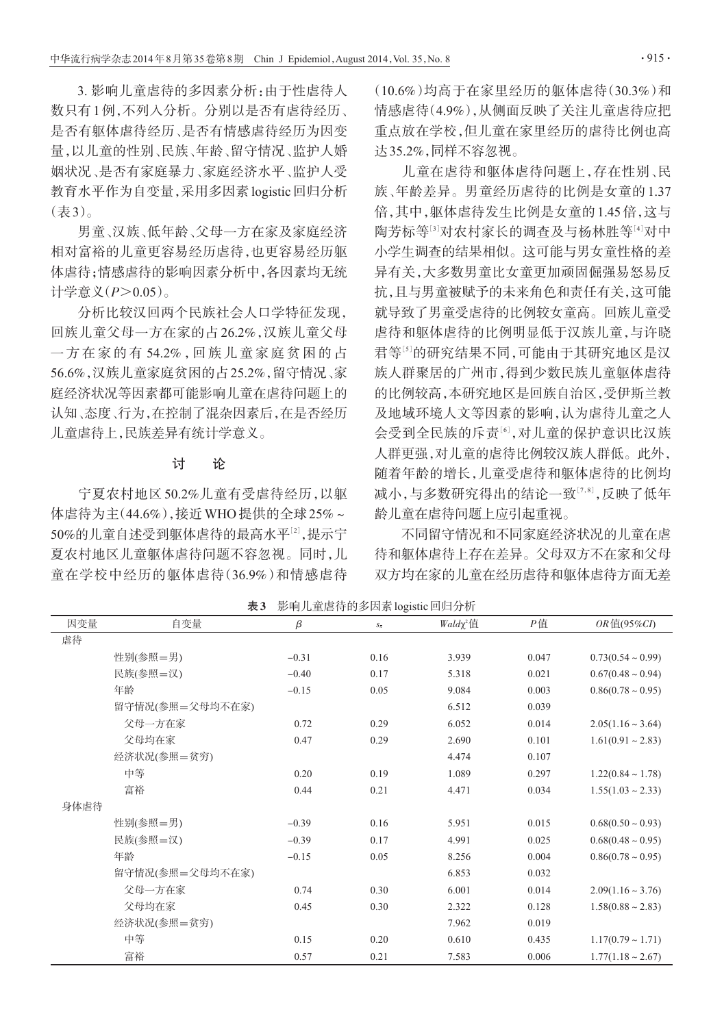3. 影响儿童虐待的多因素分析：由于性虐待人数只有1例，不列入分析。分别以是否有虐待经历、是否有躯体虐待经历、是否有情感虐待经历为因变量，以儿童的性别、民族、年龄、留守情况、监护人婚姻状况、是否有家庭暴力、家庭经济水平、监护人受教育水平作为自变量，采用多因素logistic回归分析（表3）。

男童、汉族、低年龄、父母一方在家及家庭经济相对富裕的儿童更容易经历虐待，也更容易经历躯体虐待；情感虐待的影响因素分析中，各因素均无统计学意义（$P>0.05$）。

分析比较汉回两个民族社会人口学特征发现，回族儿童父母一方在家的占26.2%，汉族儿童父母一方在家的有54.2%，回族儿童家庭贫困的占56.6%，汉族儿童家庭贫困的占25.2%，留守情况、家庭经济状况等因素都可能影响儿童在虐待问题上的认知、态度、行为，在控制了混杂因素后，在是否经历儿童虐待上，民族差异有统计学意义。

## 讨　论

宁夏农村地区50.2%儿童有受虐待经历，以躯体虐待为主（44.6%），接近WHO提供的全球25%～50%的儿童自述受到躯体虐待的最高水平[2]，提示宁夏农村地区儿童躯体虐待问题不容忽视。同时，儿童在学校中经历的躯体虐待（36.9%）和情感虐待（10.6%）均高于在家里经历的躯体虐待（30.3%）和情感虐待（4.9%），从侧面反映了关注儿童虐待应把重点放在学校，但儿童在家里经历的虐待比例也高达35.2%，同样不容忽视。

儿童在虐待和躯体虐待问题上，存在性别、民族、年龄差异。男童经历虐待的比例是女童的1.37倍，其中，躯体虐待发生比例是女童的1.45倍，这与陶芳标等[3]对农村家长的调查及与杨林胜等[4]对中小学生调查的结果相似。这可能与男女童性格的差异有关，大多数男童比女童更加顽固倔强易怒易反抗，且与男童被赋予的未来角色和责任有关，这可能就导致了男童受虐待的比例较女童高。回族儿童受虐待和躯体虐待的比例明显低于汉族儿童，与许晓君等[5]的研究结果不同，可能由于其研究地区是汉族人群聚居的广州市，得到少数民族儿童躯体虐待的比例较高，本研究地区是回族自治区，受伊斯兰教及地域环境人文等因素的影响，认为虐待儿童之人会受到全民族的斥责[6]，对儿童的保护意识比汉族人群更强，对儿童的虐待比例较汉族人群低。此外，随着年龄的增长，儿童受虐待和躯体虐待的比例均减小，与多数研究得出的结论一致[7,8]，反映了低年龄儿童在虐待问题上应引起重视。

不同留守情况和不同家庭经济状况的儿童在虐待和躯体虐待上存在差异。父母双方不在家和父母双方均在家的儿童在经历虐待和躯体虐待方面无差

**表3** 影响儿童虐待的多因素logistic回归分析

| 因变量 | 自变量 | $\beta$ | $s_{\bar{x}}$ | Wald $\chi^2$值 | $P$值 | $OR$值(95%$CI$) |
|---|---|---|---|---|---|---|
| 虐待 | | | | | | |
| | 性别(参照=男) | −0.31 | 0.16 | 3.939 | 0.047 | 0.73(0.54～0.99) |
| | 民族(参照=汉) | −0.40 | 0.17 | 5.318 | 0.021 | 0.67(0.48～0.94) |
| | 年龄 | −0.15 | 0.05 | 9.084 | 0.003 | 0.86(0.78～0.95) |
| | 留守情况(参照=父母均不在家) | | | 6.512 | 0.039 | |
| | 父母一方在家 | 0.72 | 0.29 | 6.052 | 0.014 | 2.05(1.16～3.64) |
| | 父母均在家 | 0.47 | 0.29 | 2.690 | 0.101 | 1.61(0.91～2.83) |
| | 经济状况(参照=贫穷) | | | 4.474 | 0.107 | |
| | 中等 | 0.20 | 0.19 | 1.089 | 0.297 | 1.22(0.84～1.78) |
| | 富裕 | 0.44 | 0.21 | 4.471 | 0.034 | 1.55(1.03～2.33) |
| 身体虐待 | | | | | | |
| | 性别(参照=男) | −0.39 | 0.16 | 5.951 | 0.015 | 0.68(0.50～0.93) |
| | 民族(参照=汉) | −0.39 | 0.17 | 4.991 | 0.025 | 0.68(0.48～0.95) |
| | 年龄 | −0.15 | 0.05 | 8.256 | 0.004 | 0.86(0.78～0.95) |
| | 留守情况(参照=父母均不在家) | | | 6.853 | 0.032 | |
| | 父母一方在家 | 0.74 | 0.30 | 6.001 | 0.014 | 2.09(1.16～3.76) |
| | 父母均在家 | 0.45 | 0.30 | 2.322 | 0.128 | 1.58(0.88～2.83) |
| | 经济状况(参照=贫穷) | | | 7.962 | 0.019 | |
| | 中等 | 0.15 | 0.20 | 0.610 | 0.435 | 1.17(0.79～1.71) |
| | 富裕 | 0.57 | 0.21 | 7.583 | 0.006 | 1.77(1.18～2.67) |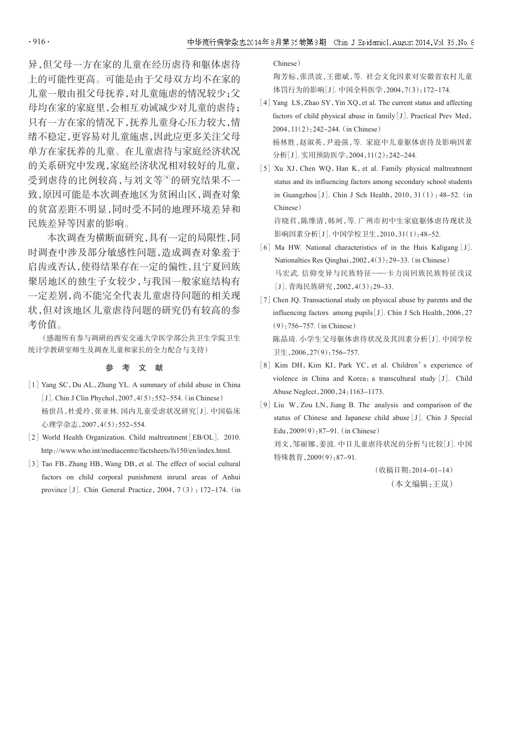异，但父母一方在家的儿童在经历虐待和躯体虐待上的可能性更高。可能是由于父母双方均不在家的儿童一般由祖父母抚养，对儿童施虐的情况较少；父母均在家的家庭里，会相互劝诫减少对儿童的虐待；只有一方在家的情况下，抚养儿童身心压力较大，情绪不稳定，更容易对儿童施虐，因此应更多关注父母单方在家抚养的儿童。在儿童虐待与家庭经济状况的关系研究中发现，家庭经济状况相对较好的儿童，受到虐待的比例较高，与刘文等[9]的研究结果不一致，原因可能是本次调查地区为贫困山区，调查对象的贫富差距不明显，同时受不同的地理环境差异和民族差异等因素的影响。

本次调查为横断面研究，具有一定的局限性，同时调查中涉及部分敏感性问题，造成调查对象羞于启齿或否认，使得结果存在一定的偏性，且宁夏回族聚居地区的独生子女较少，与我国一般家庭结构有一定差别，尚不能完全代表儿童虐待问题的相关现状，但对该地区儿童虐待问题的研究仍有较高的参考价值。

（感谢所有参与调研的西安交通大学医学部公共卫生学院卫生统计学教研室师生及调查儿童和家长的全力配合与支持）

## 参 考 文 献

[1] Yang SC, Du AL, Zhang YL. A summary of child abuse in China [J]. Chin J Clin Phychol, 2007, 4(5): 552–554. (in Chinese)
杨世昌，杜爱玲，张亚林. 国内儿童受虐状况研究[J]. 中国临床心理学杂志，2007，4(5)：552–554.

[2] World Health Organization. Child maltreatment [EB/OL]. 2010. http://www.who.int/mediacentre/factsheets/fs150/en/index.html.

[3] Tao FB, Zhang HB, Wang DB, et al. The effect of social cultural factors on child corporal punishment inrural areas of Anhui province [J]. Chin General Practice, 2004, 7(3): 172–174. (in Chinese)
陶芳标，张洪波，王德斌，等. 社会文化因素对安徽省农村儿童体罚行为的影响[J]. 中国全科医学，2004，7(3)：172–174.

[4] Yang LS, Zhao SY, Yin XQ, et al. The current status and affecting factors of child physical abuse in family [J]. Practical Prev Med, 2004, 11(2): 242–244. (in Chinese)
杨林胜，赵淑英，尹逊强，等. 家庭中儿童躯体虐待及影响因素分析[J]. 实用预防医学，2004，11(2)：242–244.

[5] Xu XJ, Chen WQ, Han K, et al. Family physical maltreatment status and its influencing factors among secondary school students in Guangzhou [J]. Chin J Sch Health, 2010, 31(1): 48–52. (in Chinese)
许晓君，陈维清，韩珂，等. 广州市初中生家庭躯体虐待现状及影响因素分析[J]. 中国学校卫生，2010，31(1)：48–52.

[6] Ma HW. National characteristics of in the Huis Kaligang [J]. Nationalties Res Qinghai, 2002, 4(3): 29–33. (in Chinese)
马宏武. 信仰变异与民族特征——卡力岗回族民族特征浅议[J]. 青海民族研究，2002，4(3)：29–33.

[7] Chen JQ. Transactional study on physical abuse by parents and the influencing factors among pupils [J]. Chin J Sch Health, 2006, 27(9): 756–757. (in Chinese)
陈晶琦. 小学生父母躯体虐待状况及其因素分析[J]. 中国学校卫生，2006，27(9)：756–757.

[8] Kim DH, Kim KI, Park YC, et al. Children's experience of violence in China and Korea: a transcultural study [J]. Child Abuse Neglect, 2000, 24: 1163–1173.

[9] Liu W, Zou LN, Jiang B. The analysis and comparison of the status of Chinese and Japanese child abuse [J]. Chin J Special Edu, 2009(9): 87–91. (in Chinese)
刘文，邹丽娜，姜波. 中日儿童虐待状况的分析与比较[J]. 中国特殊教育，2009(9)：87–91.

（收稿日期：2014–01–14）

（本文编辑：王岚）